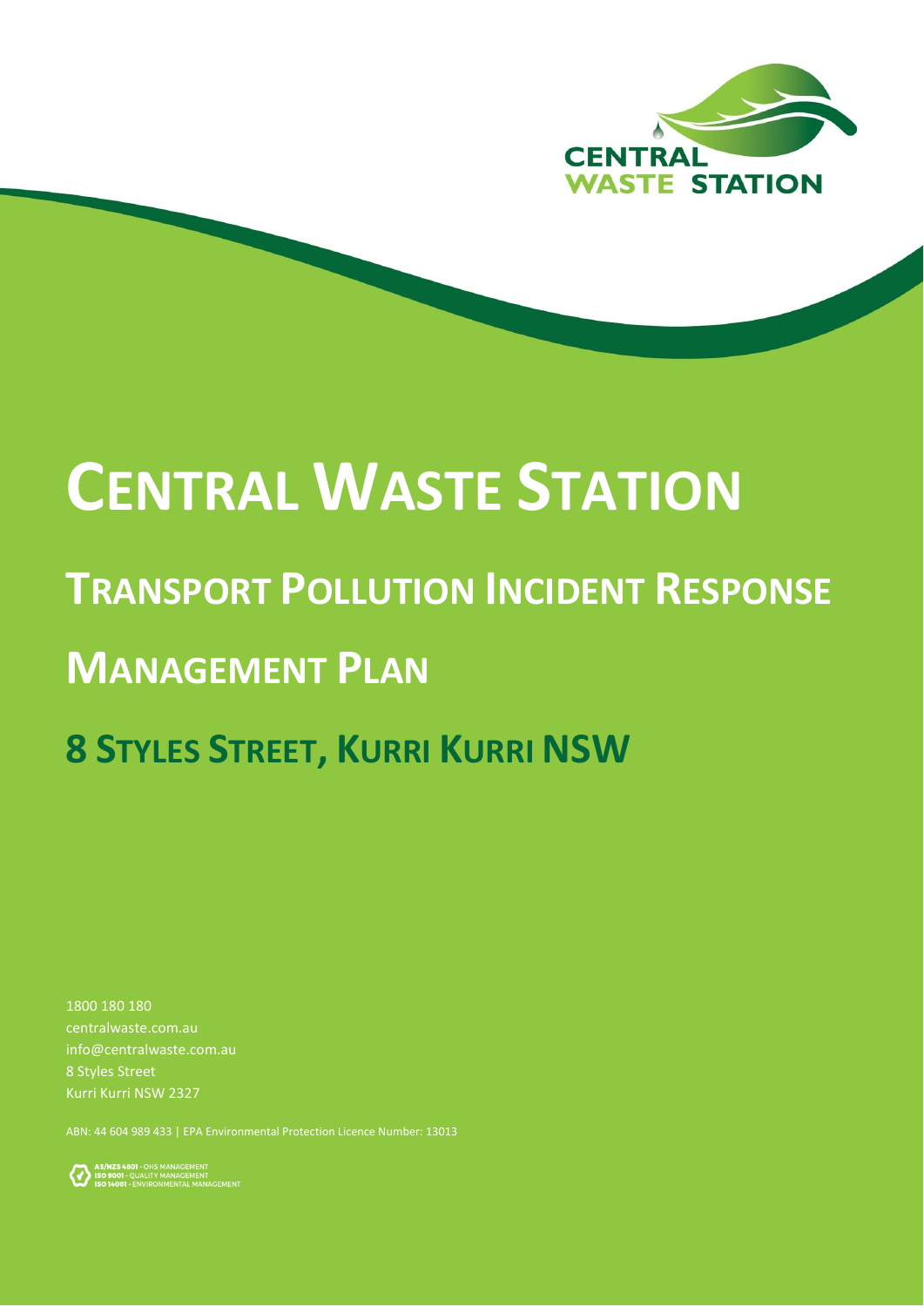CENTRAL WASTE STATION

# CENTRAL WASTE STATION

## TRANSPORT POLLUTION INCIDENT RESPONSE MANAGEMENT PLAN

## 8 STYLES STREET, KURRI KURRI NSW

1800 180 180
centralwaste.com.au
info@centralwaste.com.au
8 Styles Street
Kurri Kurri NSW 2327

ABN: 44 604 989 433 | EPA Environmental Protection Licence Number: 13013

AS/NZS 4801 - OHS MANAGEMENT
ISO 9001 - QUALITY MANAGEMENT
ISO 14001 - ENVIRONMENTAL MANAGEMENT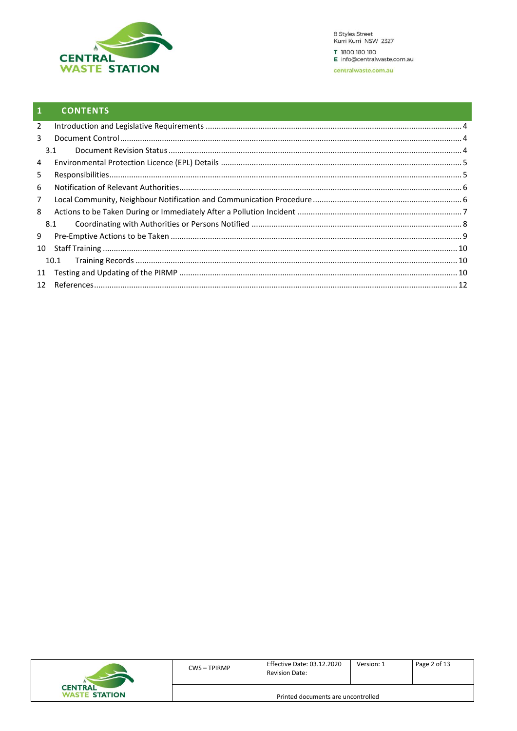# 1 CONTENTS

2 Introduction and Legislative Requirements .......... 4

3 Document Control .......... 4

3.1 Document Revision Status .......... 4

4 Environmental Protection Licence (EPL) Details .......... 5

5 Responsibilities .......... 5

6 Notification of Relevant Authorities .......... 6

7 Local Community, Neighbour Notification and Communication Procedure .......... 6

8 Actions to be Taken During or Immediately After a Pollution Incident .......... 7

8.1 Coordinating with Authorities or Persons Notified .......... 8

9 Pre-Emptive Actions to be Taken .......... 9

10 Staff Training .......... 10

10.1 Training Records .......... 10

11 Testing and Updating of the PIRMP .......... 10

12 References .......... 12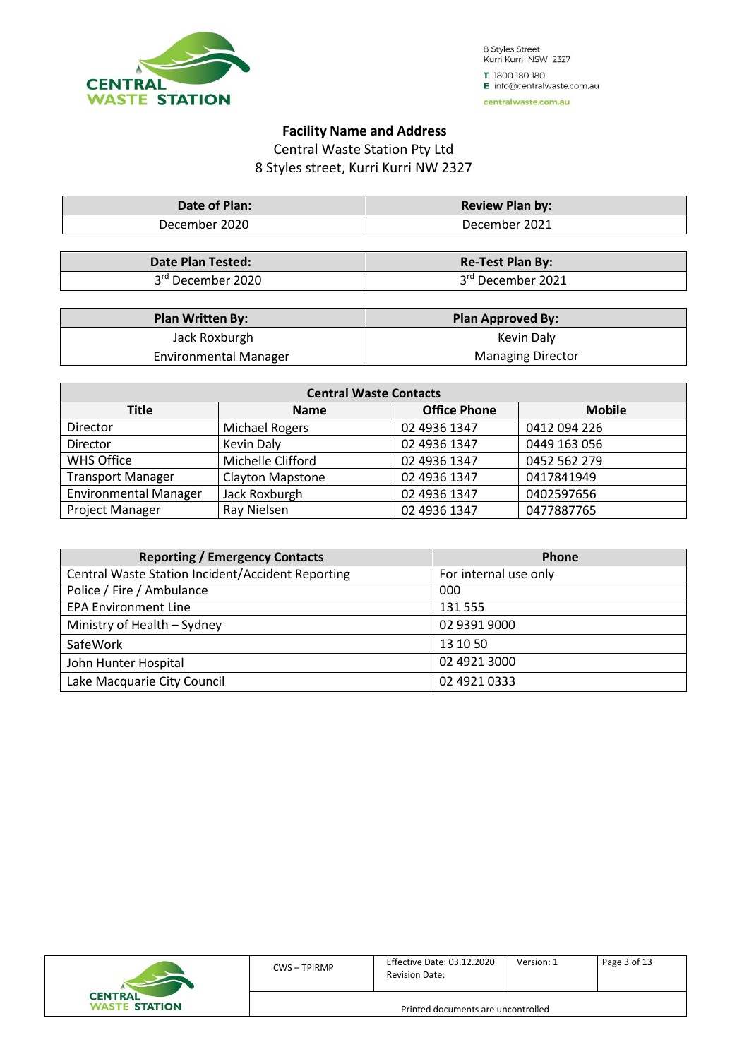8 Styles Street
Kurri Kurri NSW 2327
T 1800 180 180
E info@centralwaste.com.au
centralwaste.com.au

**Facility Name and Address**

Central Waste Station Pty Ltd

8 Styles street, Kurri Kurri NW 2327

| Date of Plan: | Review Plan by: |
|---|---|
| December 2020 | December 2021 |

| Date Plan Tested: | Re-Test Plan By: |
|---|---|
| 3rd December 2020 | 3rd December 2021 |

| Plan Written By: | Plan Approved By: |
|---|---|
| Jack Roxburgh<br>Environmental Manager | Kevin Daly<br>Managing Director |

| Central Waste Contacts | | | |
|---|---|---|---|
| **Title** | **Name** | **Office Phone** | **Mobile** |
| Director | Michael Rogers | 02 4936 1347 | 0412 094 226 |
| Director | Kevin Daly | 02 4936 1347 | 0449 163 056 |
| WHS Office | Michelle Clifford | 02 4936 1347 | 0452 562 279 |
| Transport Manager | Clayton Mapstone | 02 4936 1347 | 0417841949 |
| Environmental Manager | Jack Roxburgh | 02 4936 1347 | 0402597656 |
| Project Manager | Ray Nielsen | 02 4936 1347 | 0477887765 |

| Reporting / Emergency Contacts | Phone |
|---|---|
| Central Waste Station Incident/Accident Reporting | For internal use only |
| Police / Fire / Ambulance | 000 |
| EPA Environment Line | 131 555 |
| Ministry of Health – Sydney | 02 9391 9000 |
| SafeWork | 13 10 50 |
| John Hunter Hospital | 02 4921 3000 |
| Lake Macquarie City Council | 02 4921 0333 |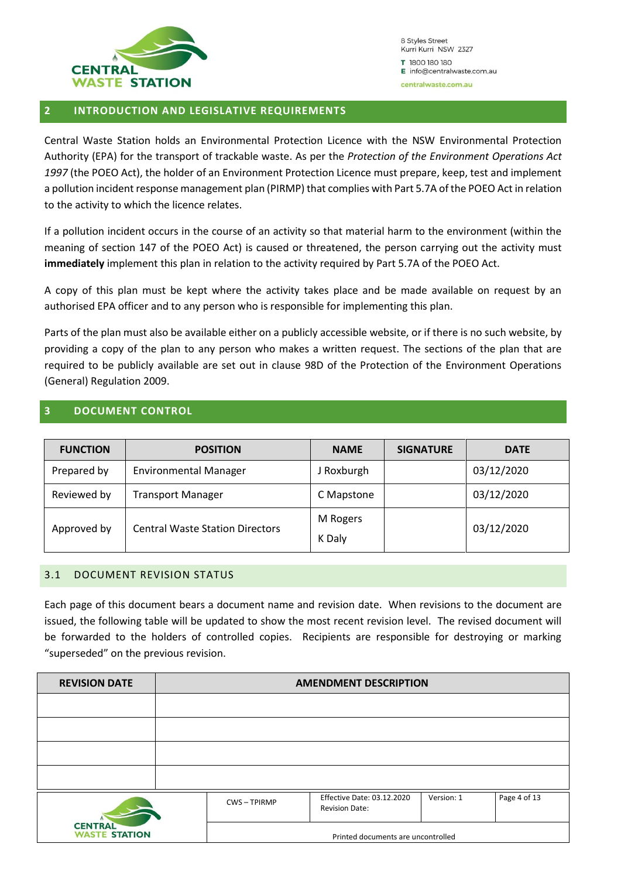## 2 INTRODUCTION AND LEGISLATIVE REQUIREMENTS

Central Waste Station holds an Environmental Protection Licence with the NSW Environmental Protection Authority (EPA) for the transport of trackable waste. As per the *Protection of the Environment Operations Act 1997* (the POEO Act), the holder of an Environment Protection Licence must prepare, keep, test and implement a pollution incident response management plan (PIRMP) that complies with Part 5.7A of the POEO Act in relation to the activity to which the licence relates.

If a pollution incident occurs in the course of an activity so that material harm to the environment (within the meaning of section 147 of the POEO Act) is caused or threatened, the person carrying out the activity must **immediately** implement this plan in relation to the activity required by Part 5.7A of the POEO Act.

A copy of this plan must be kept where the activity takes place and be made available on request by an authorised EPA officer and to any person who is responsible for implementing this plan.

Parts of the plan must also be available either on a publicly accessible website, or if there is no such website, by providing a copy of the plan to any person who makes a written request. The sections of the plan that are required to be publicly available are set out in clause 98D of the Protection of the Environment Operations (General) Regulation 2009.

## 3 DOCUMENT CONTROL

| FUNCTION | POSITION | NAME | SIGNATURE | DATE |
|---|---|---|---|---|
| Prepared by | Environmental Manager | J Roxburgh | | 03/12/2020 |
| Reviewed by | Transport Manager | C Mapstone | | 03/12/2020 |
| Approved by | Central Waste Station Directors | M Rogers<br>K Daly | | 03/12/2020 |

### 3.1 DOCUMENT REVISION STATUS

Each page of this document bears a document name and revision date. When revisions to the document are issued, the following table will be updated to show the most recent revision level. The revised document will be forwarded to the holders of controlled copies. Recipients are responsible for destroying or marking "superseded" on the previous revision.

| REVISION DATE | AMENDMENT DESCRIPTION |
|---|---|
| | |
| | |
| | |
| | |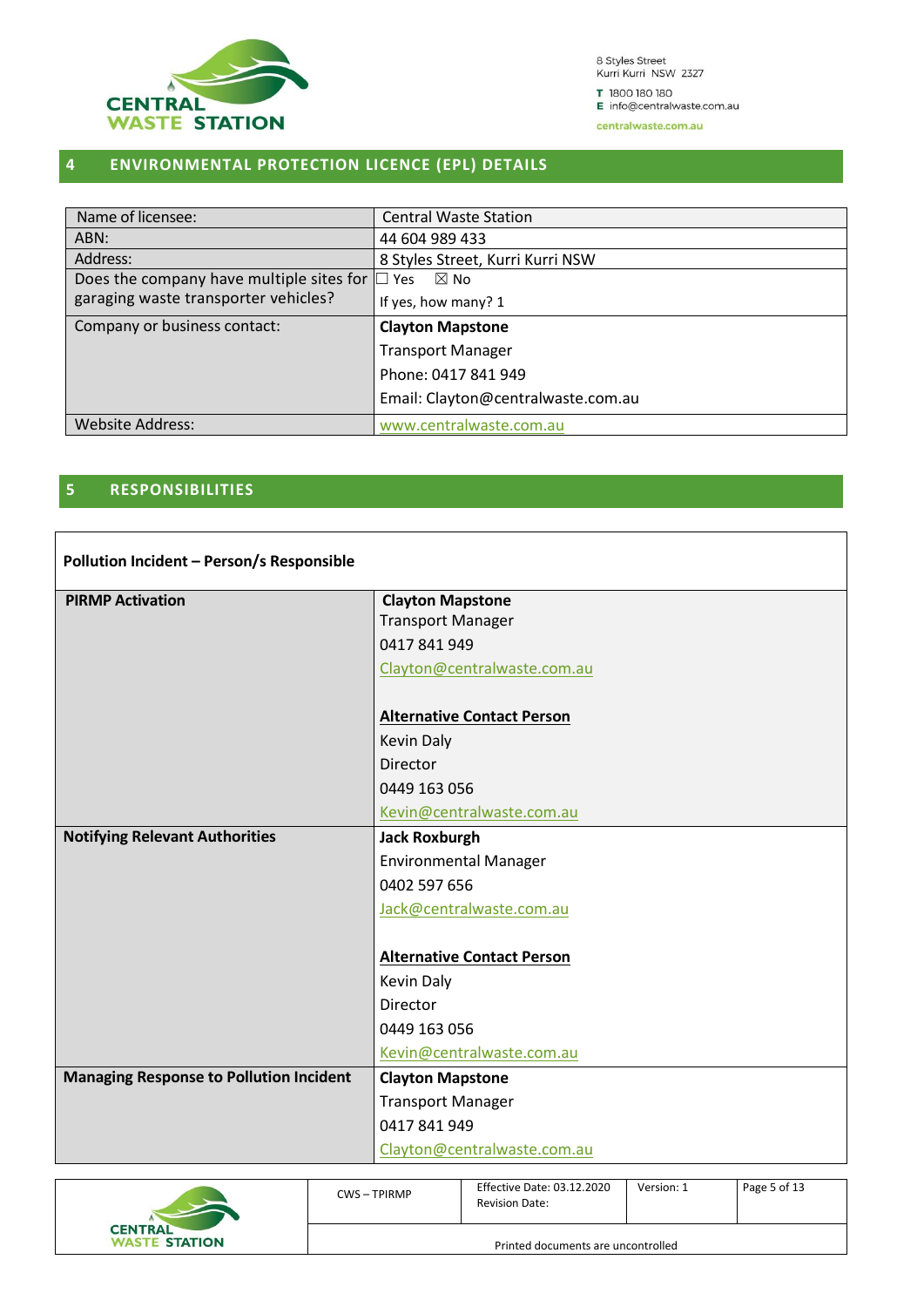## 4 ENVIRONMENTAL PROTECTION LICENCE (EPL) DETAILS

| Name of licensee: | Central Waste Station |
|---|---|
| ABN: | 44 604 989 433 |
| Address: | 8 Styles Street, Kurri Kurri NSW |
| Does the company have multiple sites for garaging waste transporter vehicles? | ☐ Yes ☒ No<br>If yes, how many? 1 |
| Company or business contact: | **Clayton Mapstone**<br>Transport Manager<br>Phone: 0417 841 949<br>Email: Clayton@centralwaste.com.au |
| Website Address: | www.centralwaste.com.au |

## 5 RESPONSIBILITIES

| **Pollution Incident – Person/s Responsible** | |
|---|---|
| **PIRMP Activation** | **Clayton Mapstone**<br>Transport Manager<br>0417 841 949<br>Clayton@centralwaste.com.au<br><br>**Alternative Contact Person**<br>Kevin Daly<br>Director<br>0449 163 056<br>Kevin@centralwaste.com.au |
| **Notifying Relevant Authorities** | **Jack Roxburgh**<br>Environmental Manager<br>0402 597 656<br>Jack@centralwaste.com.au<br><br>**Alternative Contact Person**<br>Kevin Daly<br>Director<br>0449 163 056<br>Kevin@centralwaste.com.au |
| **Managing Response to Pollution Incident** | **Clayton Mapstone**<br>Transport Manager<br>0417 841 949<br>Clayton@centralwaste.com.au |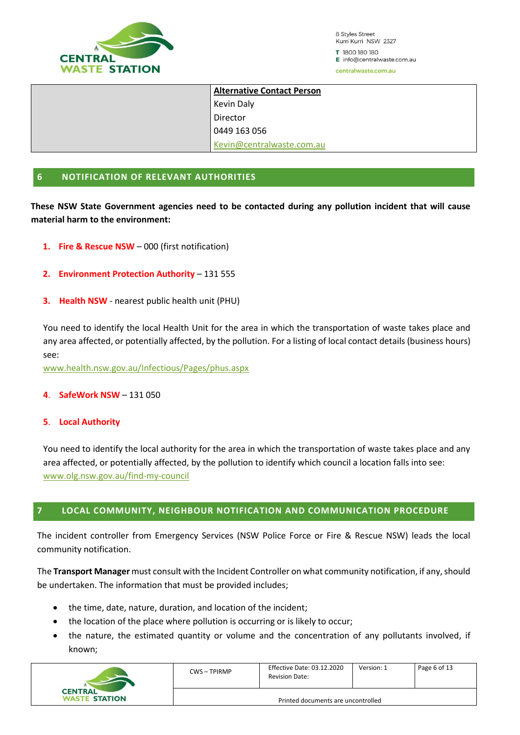| | **Alternative Contact Person** |
|---|---|
| | Kevin Daly<br>Director<br>0449 163 056<br>Kevin@centralwaste.com.au |

## 6 NOTIFICATION OF RELEVANT AUTHORITIES

**These NSW State Government agencies need to be contacted during any pollution incident that will cause material harm to the environment:**

1. **Fire & Rescue NSW** – 000 (first notification)

2. **Environment Protection Authority** – 131 555

3. **Health NSW** - nearest public health unit (PHU)

   You need to identify the local Health Unit for the area in which the transportation of waste takes place and any area affected, or potentially affected, by the pollution. For a listing of local contact details (business hours) see:
   www.health.nsw.gov.au/Infectious/Pages/phus.aspx

4. **SafeWork NSW** – 131 050

5. **Local Authority**

   You need to identify the local authority for the area in which the transportation of waste takes place and any area affected, or potentially affected, by the pollution to identify which council a location falls into see:
   www.olg.nsw.gov.au/find-my-council

## 7 LOCAL COMMUNITY, NEIGHBOUR NOTIFICATION AND COMMUNICATION PROCEDURE

The incident controller from Emergency Services (NSW Police Force or Fire & Rescue NSW) leads the local community notification.

The **Transport Manager** must consult with the Incident Controller on what community notification, if any, should be undertaken. The information that must be provided includes;

- the time, date, nature, duration, and location of the incident;
- the location of the place where pollution is occurring or is likely to occur;
- the nature, the estimated quantity or volume and the concentration of any pollutants involved, if known;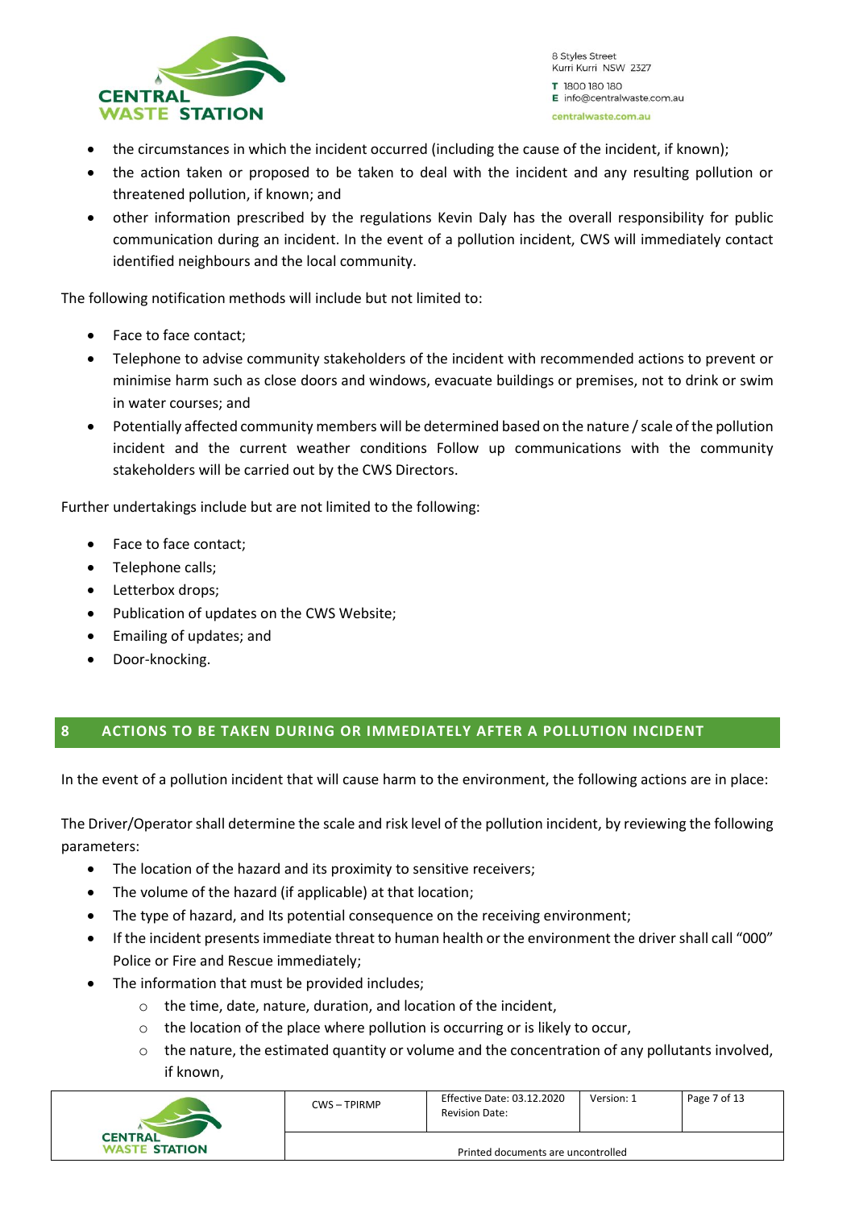- the circumstances in which the incident occurred (including the cause of the incident, if known);
- the action taken or proposed to be taken to deal with the incident and any resulting pollution or threatened pollution, if known; and
- other information prescribed by the regulations Kevin Daly has the overall responsibility for public communication during an incident. In the event of a pollution incident, CWS will immediately contact identified neighbours and the local community.

The following notification methods will include but not limited to:

- Face to face contact;
- Telephone to advise community stakeholders of the incident with recommended actions to prevent or minimise harm such as close doors and windows, evacuate buildings or premises, not to drink or swim in water courses; and
- Potentially affected community members will be determined based on the nature / scale of the pollution incident and the current weather conditions Follow up communications with the community stakeholders will be carried out by the CWS Directors.

Further undertakings include but are not limited to the following:

- Face to face contact;
- Telephone calls;
- Letterbox drops;
- Publication of updates on the CWS Website;
- Emailing of updates; and
- Door-knocking.

## 8 ACTIONS TO BE TAKEN DURING OR IMMEDIATELY AFTER A POLLUTION INCIDENT

In the event of a pollution incident that will cause harm to the environment, the following actions are in place:

The Driver/Operator shall determine the scale and risk level of the pollution incident, by reviewing the following parameters:

- The location of the hazard and its proximity to sensitive receivers;
- The volume of the hazard (if applicable) at that location;
- The type of hazard, and Its potential consequence on the receiving environment;
- If the incident presents immediate threat to human health or the environment the driver shall call "000" Police or Fire and Rescue immediately;
- The information that must be provided includes;
  - the time, date, nature, duration, and location of the incident,
  - the location of the place where pollution is occurring or is likely to occur,
  - the nature, the estimated quantity or volume and the concentration of any pollutants involved, if known,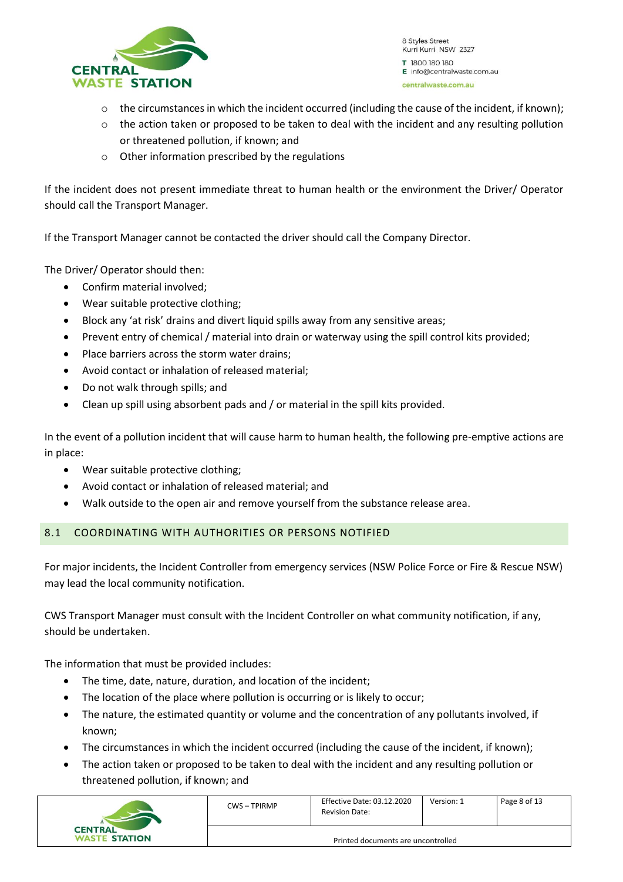- the circumstances in which the incident occurred (including the cause of the incident, if known);
- the action taken or proposed to be taken to deal with the incident and any resulting pollution or threatened pollution, if known; and
- Other information prescribed by the regulations

If the incident does not present immediate threat to human health or the environment the Driver/ Operator should call the Transport Manager.

If the Transport Manager cannot be contacted the driver should call the Company Director.

The Driver/ Operator should then:

- Confirm material involved;
- Wear suitable protective clothing;
- Block any 'at risk' drains and divert liquid spills away from any sensitive areas;
- Prevent entry of chemical / material into drain or waterway using the spill control kits provided;
- Place barriers across the storm water drains;
- Avoid contact or inhalation of released material;
- Do not walk through spills; and
- Clean up spill using absorbent pads and / or material in the spill kits provided.

In the event of a pollution incident that will cause harm to human health, the following pre-emptive actions are in place:

- Wear suitable protective clothing;
- Avoid contact or inhalation of released material; and
- Walk outside to the open air and remove yourself from the substance release area.

## 8.1 COORDINATING WITH AUTHORITIES OR PERSONS NOTIFIED

For major incidents, the Incident Controller from emergency services (NSW Police Force or Fire & Rescue NSW) may lead the local community notification.

CWS Transport Manager must consult with the Incident Controller on what community notification, if any, should be undertaken.

The information that must be provided includes:

- The time, date, nature, duration, and location of the incident;
- The location of the place where pollution is occurring or is likely to occur;
- The nature, the estimated quantity or volume and the concentration of any pollutants involved, if known;
- The circumstances in which the incident occurred (including the cause of the incident, if known);
- The action taken or proposed to be taken to deal with the incident and any resulting pollution or threatened pollution, if known; and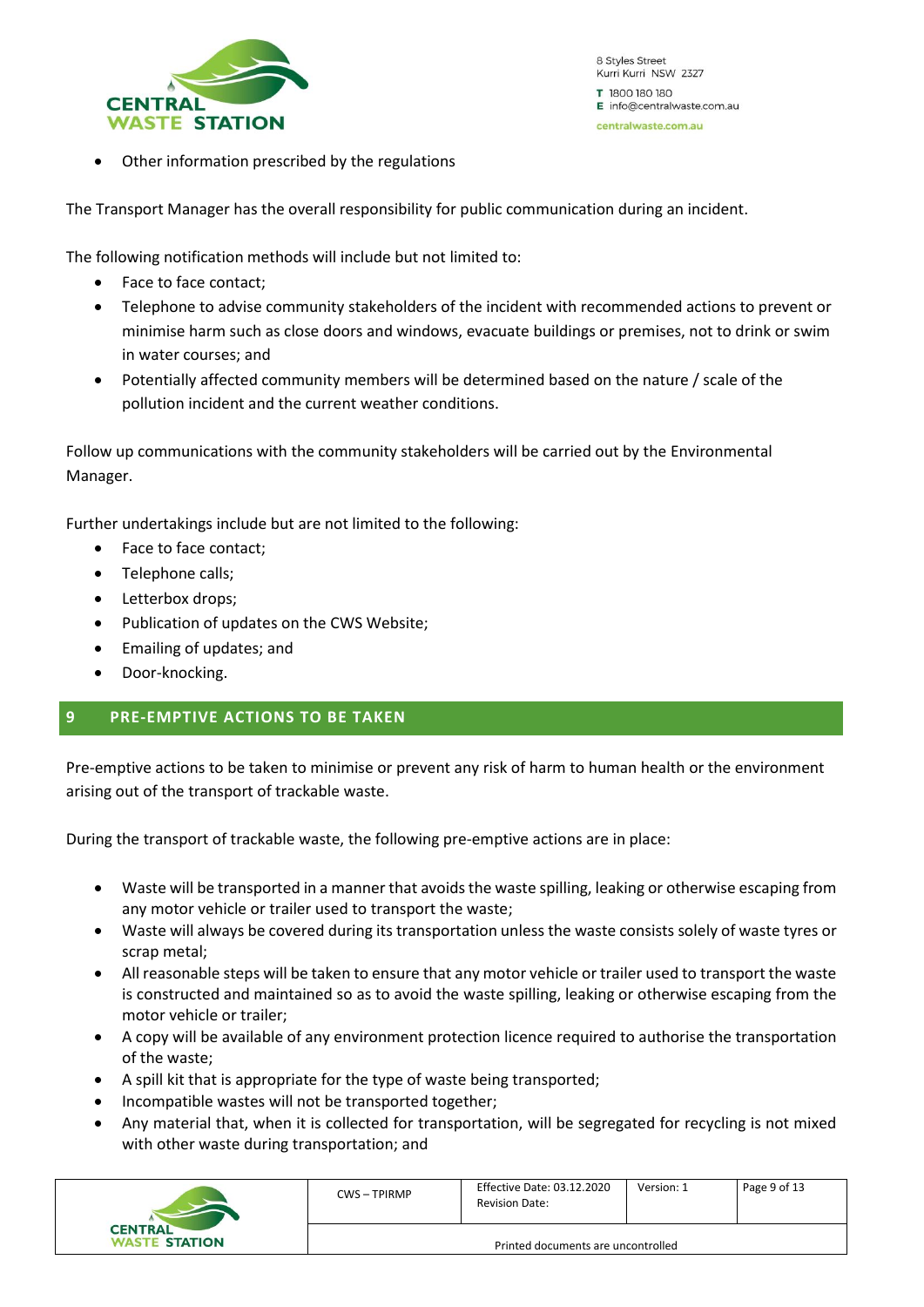- Other information prescribed by the regulations

The Transport Manager has the overall responsibility for public communication during an incident.

The following notification methods will include but not limited to:

- Face to face contact;
- Telephone to advise community stakeholders of the incident with recommended actions to prevent or minimise harm such as close doors and windows, evacuate buildings or premises, not to drink or swim in water courses; and
- Potentially affected community members will be determined based on the nature / scale of the pollution incident and the current weather conditions.

Follow up communications with the community stakeholders will be carried out by the Environmental Manager.

Further undertakings include but are not limited to the following:

- Face to face contact;
- Telephone calls;
- Letterbox drops;
- Publication of updates on the CWS Website;
- Emailing of updates; and
- Door-knocking.

## 9 PRE-EMPTIVE ACTIONS TO BE TAKEN

Pre-emptive actions to be taken to minimise or prevent any risk of harm to human health or the environment arising out of the transport of trackable waste.

During the transport of trackable waste, the following pre-emptive actions are in place:

- Waste will be transported in a manner that avoids the waste spilling, leaking or otherwise escaping from any motor vehicle or trailer used to transport the waste;
- Waste will always be covered during its transportation unless the waste consists solely of waste tyres or scrap metal;
- All reasonable steps will be taken to ensure that any motor vehicle or trailer used to transport the waste is constructed and maintained so as to avoid the waste spilling, leaking or otherwise escaping from the motor vehicle or trailer;
- A copy will be available of any environment protection licence required to authorise the transportation of the waste;
- A spill kit that is appropriate for the type of waste being transported;
- Incompatible wastes will not be transported together;
- Any material that, when it is collected for transportation, will be segregated for recycling is not mixed with other waste during transportation; and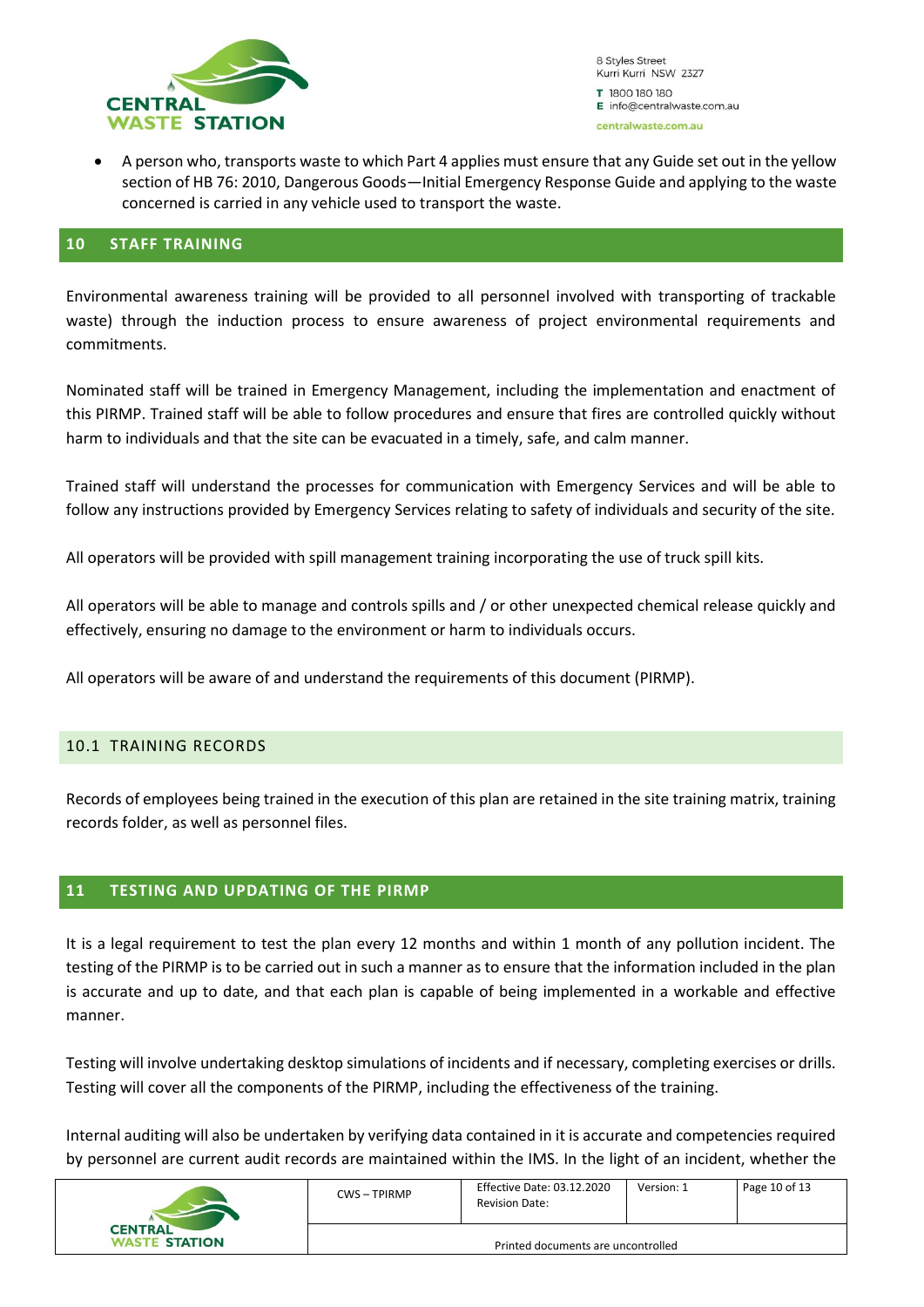- A person who, transports waste to which Part 4 applies must ensure that any Guide set out in the yellow section of HB 76: 2010, Dangerous Goods—Initial Emergency Response Guide and applying to the waste concerned is carried in any vehicle used to transport the waste.

## 10 STAFF TRAINING

Environmental awareness training will be provided to all personnel involved with transporting of trackable waste) through the induction process to ensure awareness of project environmental requirements and commitments.

Nominated staff will be trained in Emergency Management, including the implementation and enactment of this PIRMP. Trained staff will be able to follow procedures and ensure that fires are controlled quickly without harm to individuals and that the site can be evacuated in a timely, safe, and calm manner.

Trained staff will understand the processes for communication with Emergency Services and will be able to follow any instructions provided by Emergency Services relating to safety of individuals and security of the site.

All operators will be provided with spill management training incorporating the use of truck spill kits.

All operators will be able to manage and controls spills and / or other unexpected chemical release quickly and effectively, ensuring no damage to the environment or harm to individuals occurs.

All operators will be aware of and understand the requirements of this document (PIRMP).

### 10.1 TRAINING RECORDS

Records of employees being trained in the execution of this plan are retained in the site training matrix, training records folder, as well as personnel files.

## 11 TESTING AND UPDATING OF THE PIRMP

It is a legal requirement to test the plan every 12 months and within 1 month of any pollution incident. The testing of the PIRMP is to be carried out in such a manner as to ensure that the information included in the plan is accurate and up to date, and that each plan is capable of being implemented in a workable and effective manner.

Testing will involve undertaking desktop simulations of incidents and if necessary, completing exercises or drills. Testing will cover all the components of the PIRMP, including the effectiveness of the training.

Internal auditing will also be undertaken by verifying data contained in it is accurate and competencies required by personnel are current audit records are maintained within the IMS. In the light of an incident, whether the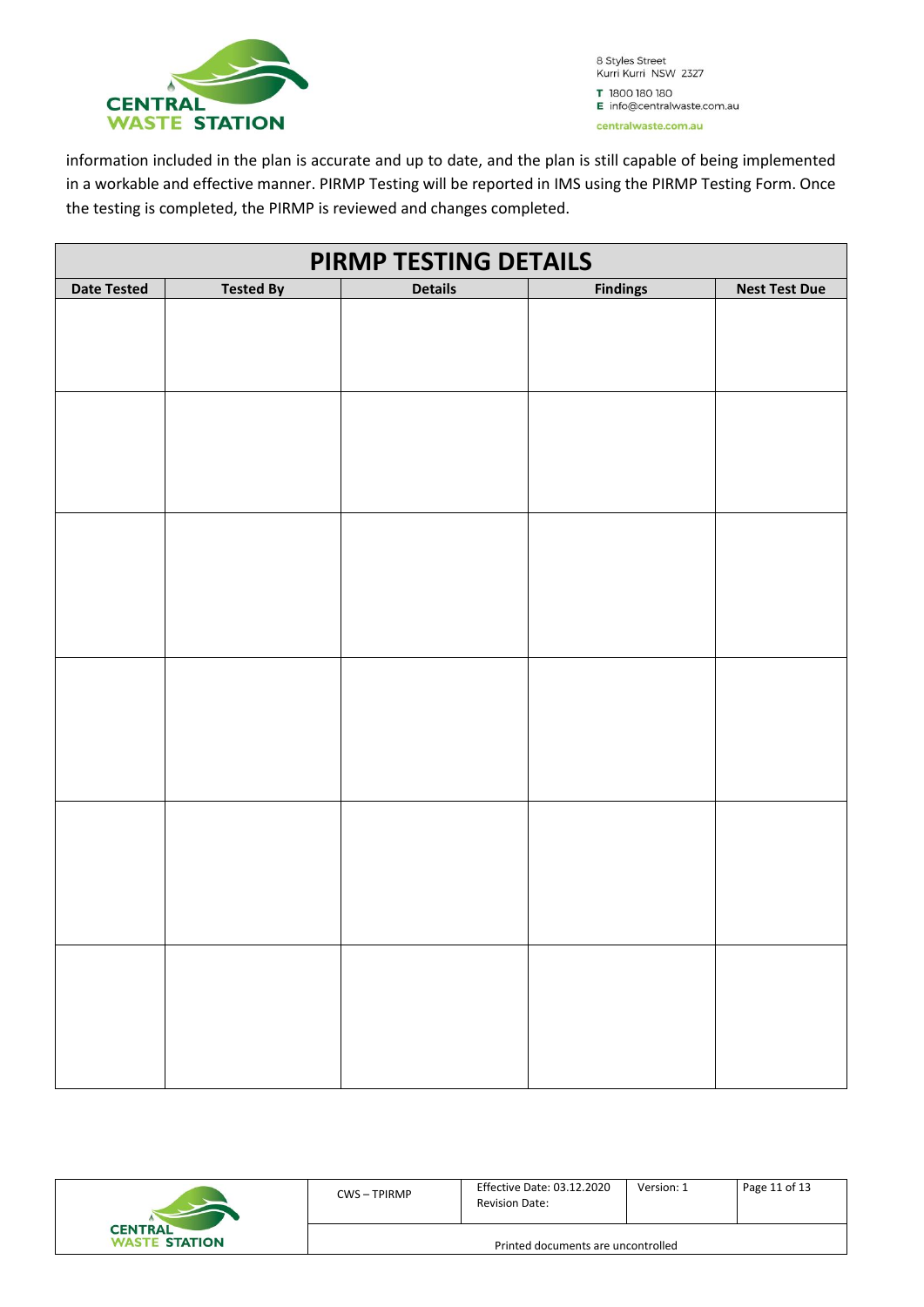information included in the plan is accurate and up to date, and the plan is still capable of being implemented in a workable and effective manner. PIRMP Testing will be reported in IMS using the PIRMP Testing Form. Once the testing is completed, the PIRMP is reviewed and changes completed.

| PIRMP TESTING DETAILS | | | | |
|---|---|---|---|---|
| **Date Tested** | **Tested By** | **Details** | **Findings** | **Nest Test Due** |
| | | | | |
| | | | | |
| | | | | |
| | | | | |
| | | | | |
| | | | | |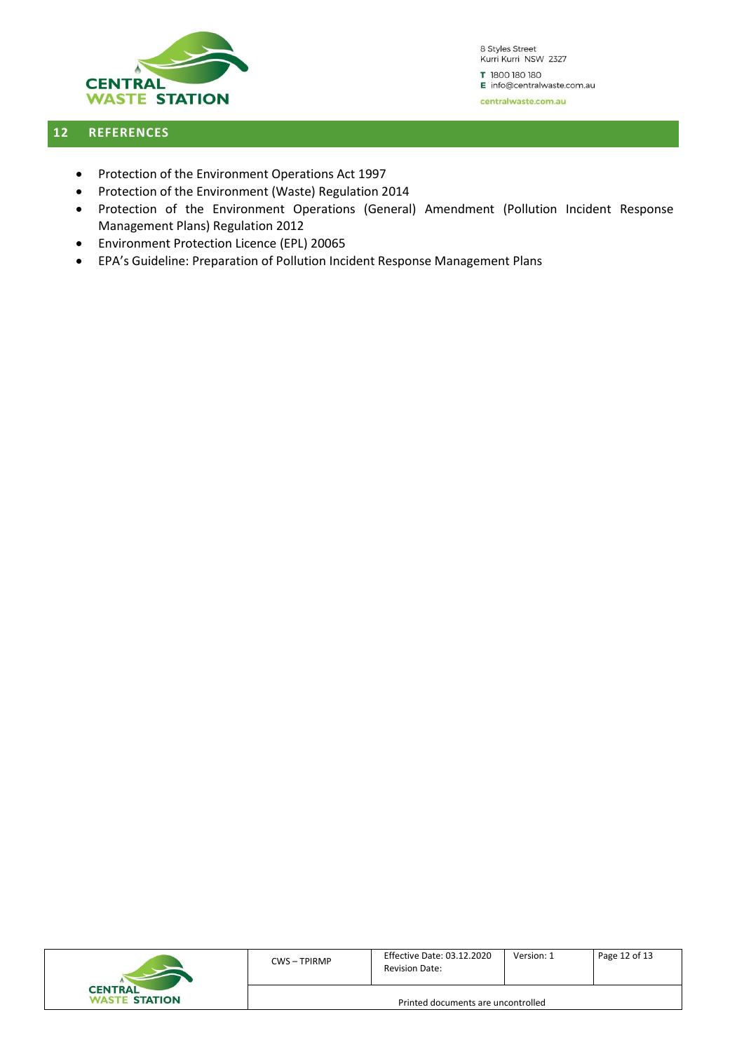## 12 REFERENCES

- Protection of the Environment Operations Act 1997
- Protection of the Environment (Waste) Regulation 2014
- Protection of the Environment Operations (General) Amendment (Pollution Incident Response Management Plans) Regulation 2012
- Environment Protection Licence (EPL) 20065
- EPA's Guideline: Preparation of Pollution Incident Response Management Plans